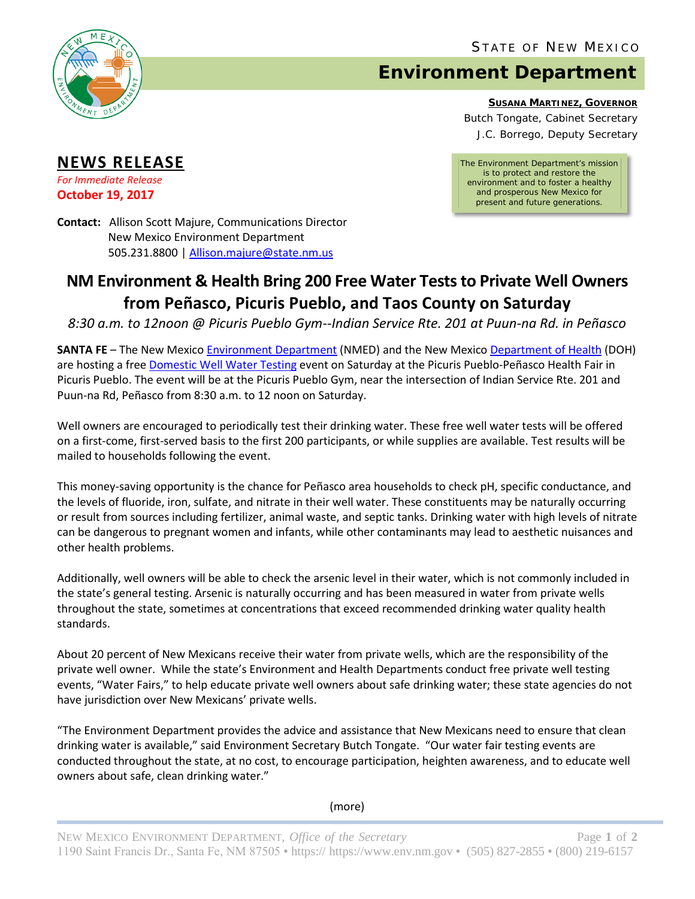STATE OF NEW MEXICO

# Environment Department

**SUSANA MARTINEZ, GOVERNOR**
Butch Tongate, Cabinet Secretary
J.C. Borrego, Deputy Secretary

The Environment Department's mission is to protect and restore the environment and to foster a healthy and prosperous New Mexico for present and future generations.

## NEWS RELEASE

*For Immediate Release*
**October 19, 2017**

**Contact:** Allison Scott Majure, Communications Director
New Mexico Environment Department
505.231.8800 | Allison.majure@state.nm.us

# NM Environment & Health Bring 200 Free Water Tests to Private Well Owners from Peñasco, Picuris Pueblo, and Taos County on Saturday

*8:30 a.m. to 12noon @ Picuris Pueblo Gym--Indian Service Rte. 201 at Puun-na Rd. in Peñasco*

**SANTA FE** – The New Mexico Environment Department (NMED) and the New Mexico Department of Health (DOH) are hosting a free Domestic Well Water Testing event on Saturday at the Picuris Pueblo-Peñasco Health Fair in Picuris Pueblo. The event will be at the Picuris Pueblo Gym, near the intersection of Indian Service Rte. 201 and Puun-na Rd, Peñasco from 8:30 a.m. to 12 noon on Saturday.

Well owners are encouraged to periodically test their drinking water. These free well water tests will be offered on a first-come, first-served basis to the first 200 participants, or while supplies are available. Test results will be mailed to households following the event.

This money-saving opportunity is the chance for Peñasco area households to check pH, specific conductance, and the levels of fluoride, iron, sulfate, and nitrate in their well water. These constituents may be naturally occurring or result from sources including fertilizer, animal waste, and septic tanks. Drinking water with high levels of nitrate can be dangerous to pregnant women and infants, while other contaminants may lead to aesthetic nuisances and other health problems.

Additionally, well owners will be able to check the arsenic level in their water, which is not commonly included in the state's general testing. Arsenic is naturally occurring and has been measured in water from private wells throughout the state, sometimes at concentrations that exceed recommended drinking water quality health standards.

About 20 percent of New Mexicans receive their water from private wells, which are the responsibility of the private well owner. While the state's Environment and Health Departments conduct free private well testing events, "Water Fairs," to help educate private well owners about safe drinking water; these state agencies do not have jurisdiction over New Mexicans' private wells.

"The Environment Department provides the advice and assistance that New Mexicans need to ensure that clean drinking water is available," said Environment Secretary Butch Tongate. "Our water fair testing events are conducted throughout the state, at no cost, to encourage participation, heighten awareness, and to educate well owners about safe, clean drinking water."

(more)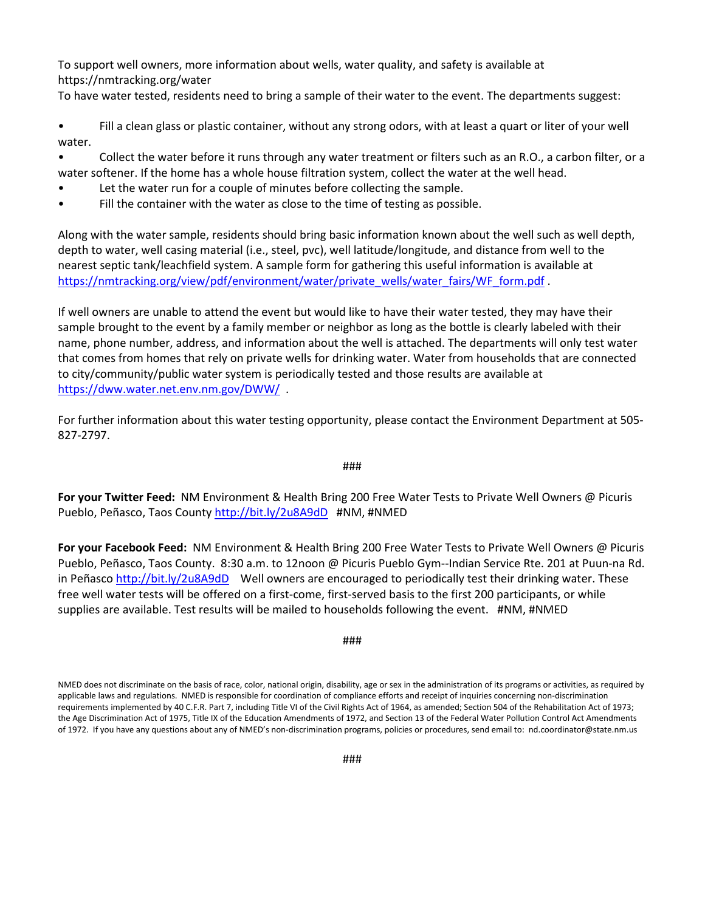To support well owners, more information about wells, water quality, and safety is available at https://nmtracking.org/water

To have water tested, residents need to bring a sample of their water to the event. The departments suggest:

- Fill a clean glass or plastic container, without any strong odors, with at least a quart or liter of your well water.
- Collect the water before it runs through any water treatment or filters such as an R.O., a carbon filter, or a water softener. If the home has a whole house filtration system, collect the water at the well head.
- Let the water run for a couple of minutes before collecting the sample.
- Fill the container with the water as close to the time of testing as possible.

Along with the water sample, residents should bring basic information known about the well such as well depth, depth to water, well casing material (i.e., steel, pvc), well latitude/longitude, and distance from well to the nearest septic tank/leachfield system. A sample form for gathering this useful information is available at https://nmtracking.org/view/pdf/environment/water/private_wells/water_fairs/WF_form.pdf .

If well owners are unable to attend the event but would like to have their water tested, they may have their sample brought to the event by a family member or neighbor as long as the bottle is clearly labeled with their name, phone number, address, and information about the well is attached. The departments will only test water that comes from homes that rely on private wells for drinking water. Water from households that are connected to city/community/public water system is periodically tested and those results are available at https://dww.water.net.env.nm.gov/DWW/ .

For further information about this water testing opportunity, please contact the Environment Department at 505-827-2797.

###

**For your Twitter Feed:** NM Environment & Health Bring 200 Free Water Tests to Private Well Owners @ Picuris Pueblo, Peñasco, Taos County http://bit.ly/2u8A9dD #NM, #NMED

**For your Facebook Feed:** NM Environment & Health Bring 200 Free Water Tests to Private Well Owners @ Picuris Pueblo, Peñasco, Taos County. 8:30 a.m. to 12noon @ Picuris Pueblo Gym--Indian Service Rte. 201 at Puun-na Rd. in Peñasco http://bit.ly/2u8A9dD Well owners are encouraged to periodically test their drinking water. These free well water tests will be offered on a first-come, first-served basis to the first 200 participants, or while supplies are available. Test results will be mailed to households following the event. #NM, #NMED

###

NMED does not discriminate on the basis of race, color, national origin, disability, age or sex in the administration of its programs or activities, as required by applicable laws and regulations. NMED is responsible for coordination of compliance efforts and receipt of inquiries concerning non-discrimination requirements implemented by 40 C.F.R. Part 7, including Title VI of the Civil Rights Act of 1964, as amended; Section 504 of the Rehabilitation Act of 1973; the Age Discrimination Act of 1975, Title IX of the Education Amendments of 1972, and Section 13 of the Federal Water Pollution Control Act Amendments of 1972. If you have any questions about any of NMED's non-discrimination programs, policies or procedures, send email to: nd.coordinator@state.nm.us

###